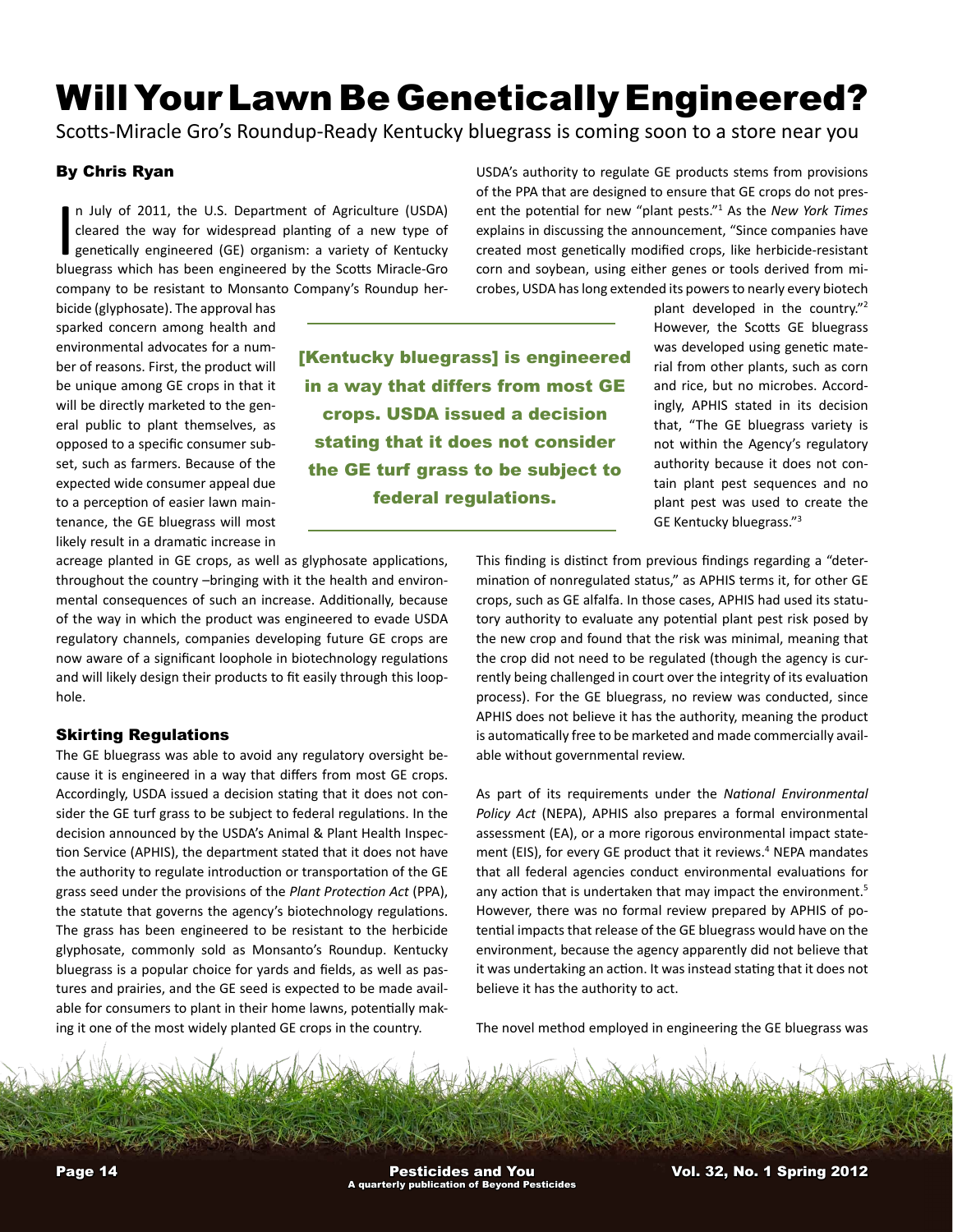# Will Your Lawn Be Genetically Engineered?

Scotts-Miracle Gro's Roundup-Ready Kentucky bluegrass is coming soon to a store near you

### By Chris Ryan

In July of 2011, the U.S. Department of Agriculture (USDA) cleared the way for widespread planting of a new type of genetically engineered (GE) organism: a variety of Kentucky bluegrass which has been engineered by the Scotts Miracle-Gro company to be resistant to Monsanto Company's Roundup herbicide (glyphosate). The approval has sparked concern among health and environmental advocates for a number of reasons. First, the product will be unique among GE crops in that it will be directly marketed to the general public to plant themselves, as opposed to a specific consumer subset, such as farmers. Because of the expected wide consumer appeal due to a perception of easier lawn maintenance, the GE bluegrass will most likely result in a dramatic increase in acreage planted in GE crops, as well as glyphosate applications, throughout the country –bringing with it the health and environmental consequences of such an increase. Additionally, because of the way in which the product was engineered to evade USDA regulatory channels, companies developing future GE crops are now aware of a significant loophole in biotechnology regulations and will likely design their products to fit easily through this loophole.

### Skirting Regulations

The GE bluegrass was able to avoid any regulatory oversight because it is engineered in a way that differs from most GE crops. Accordingly, USDA issued a decision stating that it does not consider the GE turf grass to be subject to federal regulations. In the decision announced by the USDA's Animal & Plant Health Inspection Service (APHIS), the department stated that it does not have the authority to regulate introduction or transportation of the GE grass seed under the provisions of the *Plant Protection Act* (PPA), the statute that governs the agency's biotechnology regulations. The grass has been engineered to be resistant to the herbicide glyphosate, commonly sold as Monsanto's Roundup. Kentucky bluegrass is a popular choice for yards and fields, as well as pastures and prairies, and the GE seed is expected to be made available for consumers to plant in their home lawns, potentially making it one of the most widely planted GE crops in the country.

USDA's authority to regulate GE products stems from provisions of the PPA that are designed to ensure that GE crops do not present the potential for new "plant pests."[1] As the *New York Times* explains in discussing the announcement, "Since companies have created most genetically modified crops, like herbicide-resistant corn and soybean, using either genes or tools derived from microbes, USDA has long extended its powers to nearly every biotech plant developed in the country."[2] However, the Scotts bluegrass was developed using genetic material from other plants, such as corn and rice, but no microbes. Accordingly, APHIS stated in its decision that, "The GE bluegrass variety is not within the Agency's regulatory authority because it does not contain plant pest sequences and no plant pest was used to create the GE Kentucky bluegrass."[3]

> **[Kentucky bluegrass] is engineered in a way that differs from most GE crops. USDA issued a decision stating that it does not consider the GE turf grass to be subject to federal regulations.**

This finding is distinct from previous findings regarding a "determination of nonregulated status," as APHIS terms it, for other GE crops, such as GE alfalfa. In those cases, APHIS had used its statutory authority to evaluate any potential plant pest risk posed by the new crop and found that the risk was minimal, meaning that the crop did not need to be regulated (though the agency is currently being challenged in court over the integrity of its evaluation process). For the GE bluegrass, no review was conducted, since APHIS does not believe it has the authority, meaning the product is automatically free to be marketed and made commercially available without governmental review.

As part of its requirements under the *National Environmental Policy Act* (NEPA), APHIS also prepares a formal environmental assessment (EA), or a more rigorous environmental impact statement (EIS), for every GE product that it reviews.[4] NEPA mandates that all federal agencies conduct environmental evaluations for any action that is undertaken that may impact the environment.[5] However, there was no formal review prepared by APHIS of potential impacts that release of the GE bluegrass would have on the environment, because the agency apparently did not believe that it was undertaking an action. It was instead stating that it does not believe it has the authority to act.

The novel method employed in engineering the GE bluegrass was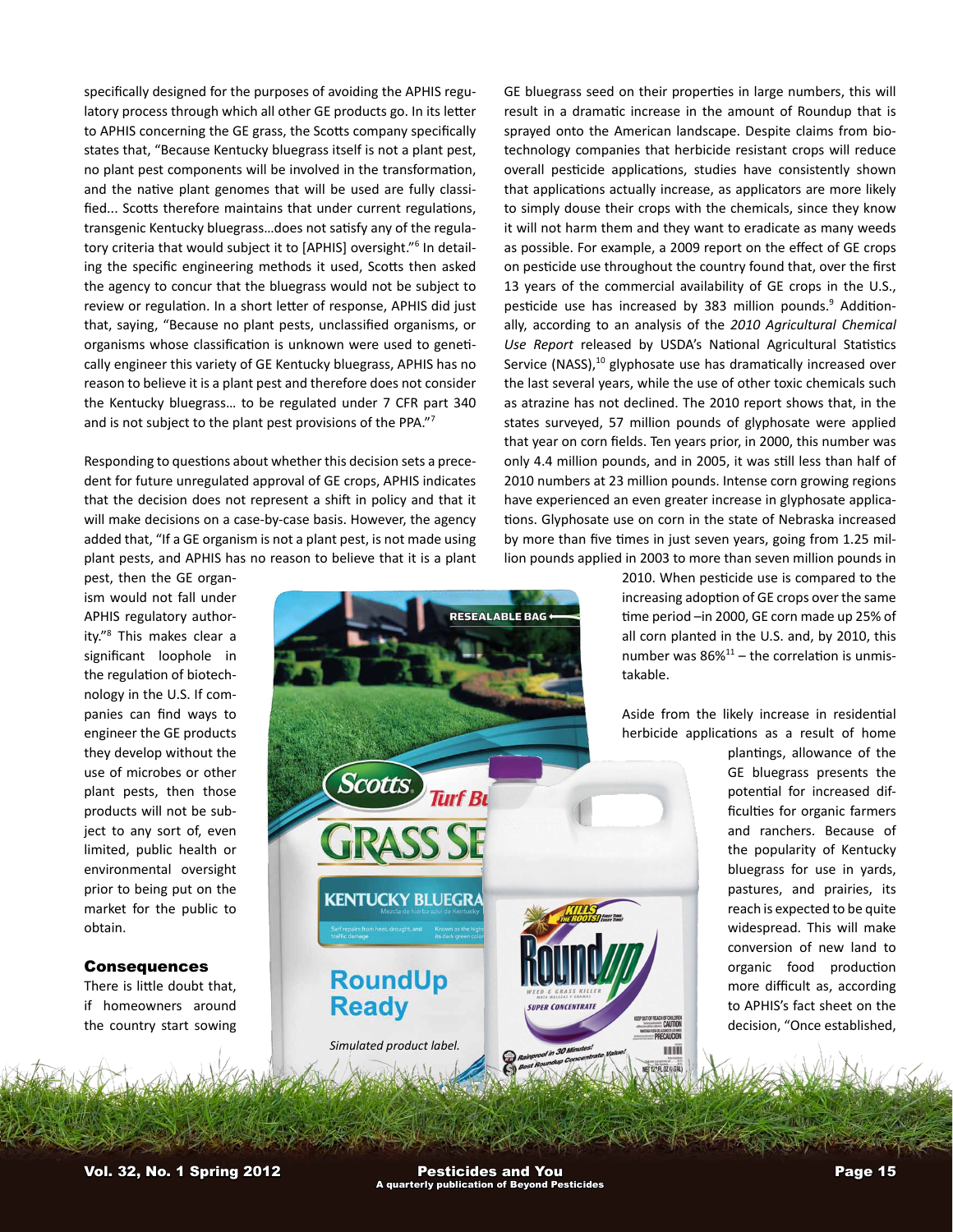specifically designed for the purposes of avoiding the APHIS regulatory process through which all other GE products go. In its letter to APHIS concerning the GE grass, the Scotts company specifically states that, "Because Kentucky bluegrass itself is not a plant pest, no plant pest components will be involved in the transformation, and the native plant genomes that will be used are fully classified... Scotts therefore maintains that under current regulations, transgenic Kentucky bluegrass…does not satisfy any of the regulatory criteria that would subject it to [APHIS] oversight."[6] In detailing the specific engineering methods it used, Scotts then asked the agency to concur that the bluegrass would not be subject to review or regulation. In a short letter of response, APHIS did just that, saying, "Because no plant pests, unclassified organisms, or organisms whose classification is unknown were used to genetically engineer this variety of GE Kentucky bluegrass, APHIS has no reason to believe it is a plant pest and therefore does not consider the Kentucky bluegrass… to be regulated under 7 CFR part 340 and is not subject to the plant pest provisions of the PPA."[7]

Responding to questions about whether this decision sets a precedent for future unregulated approval of GE crops, APHIS indicates that the decision does not represent a shift in policy and that it will make decisions on a case-by-case basis. However, the agency added that, "If a GE organism is not a plant pest, is not made using plant pests, and APHIS has no reason to believe that it is a plant pest, then the GE organism would not fall under APHIS regulatory authority."[8] This makes clear a significant loophole in the regulation of biotechnology in the U.S. If companies can find ways to engineer the GE products they develop without the use of microbes or other plant pests, then those products will not be subject to any sort of, even limited, public health or environmental oversight prior to being put on the market for the public to obtain.

Simulated product label.

### Consequences

There is little doubt that, if homeowners around the country start sowing GE bluegrass seed on their properties in large numbers, this will result in a dramatic increase in the amount of Roundup that is sprayed onto the American landscape. Despite claims from biotechnology companies that herbicide resistant crops will reduce overall pesticide applications, studies have consistently shown that applications actually increase, as applicators are more likely to simply douse their crops with the chemicals, since they know it will not harm them and they want to eradicate as many weeds as possible. For example, a 2009 report on the effect of GE crops on pesticide use throughout the country found that, over the first 13 years of the commercial availability of GE crops in the U.S., pesticide use has increased by 383 million pounds.[9] Additionally, according to an analysis of the *2010 Agricultural Chemical Use Report* released by USDA's National Agricultural Statistics Service (NASS),[10] glyphosate use has dramatically increased over the last several years, while the use of other toxic chemicals such as atrazine has not declined. The 2010 report shows that, in the states surveyed, 57 million pounds of glyphosate were applied that year on corn fields. Ten years prior, in 2000, this number was only 4.4 million pounds, and in 2005, it was still less than half of 2010 numbers at 23 million pounds. Intense corn growing regions have experienced an even greater increase in glyphosate applications. Glyphosate use on corn in the state of Nebraska increased by more than five times in just seven years, going from 1.25 million pounds applied in 2003 to more than seven million pounds in 2010. When pesticide use is compared to the increasing adoption of GE crops over the same time period –in 2000, GE corn made up 25% of all corn planted in the U.S. and, by 2010, this number was 86%[11] – the correlation is unmistakable.

Aside from the likely increase in residential herbicide applications as a result of home plantings, allowance of the GE bluegrass presents the potential for increased difficulties for organic farmers and ranchers. Because of the popularity of Kentucky bluegrass for use in yards, pastures, and prairies, its reach is expected to be quite widespread. This will make conversion of new land to organic food production more difficult as, according to APHIS's fact sheet on the decision, "Once established,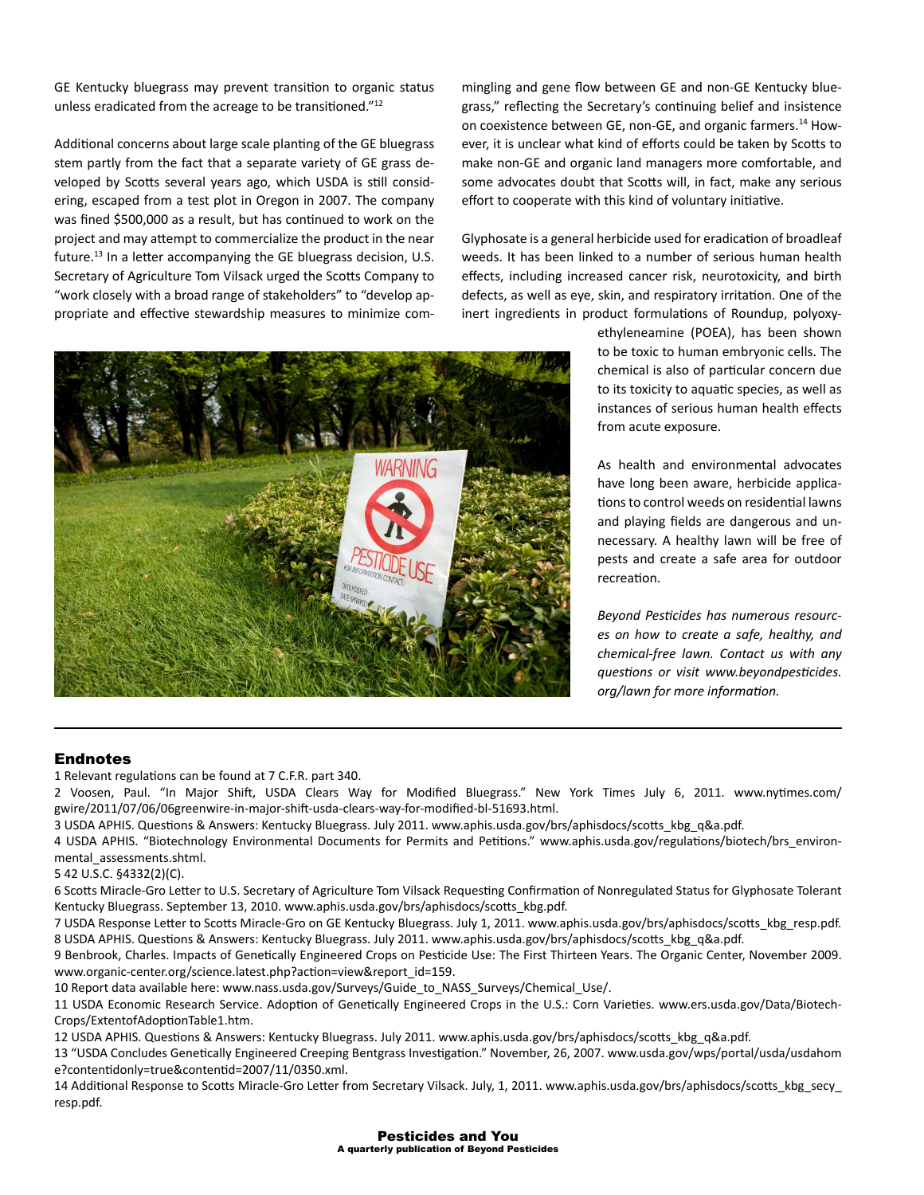GE Kentucky bluegrass may prevent transition to organic status unless eradicated from the acreage to be transitioned."[12]

Additional concerns about large scale planting of the GE bluegrass stem partly from the fact that a separate variety of GE grass developed by Scotts several years ago, which USDA is still considering, escaped from a test plot in Oregon in 2007. The company was fined $500,000 as a result, but has continued to work on the project and may attempt to commercialize the product in the near future.[13] In a letter accompanying the GE bluegrass decision, U.S. Secretary of Agriculture Tom Vilsack urged the Scotts Company to "work closely with a broad range of stakeholders" to "develop appropriate and effective stewardship measures to minimize commingling and gene flow between GE and non-GE Kentucky bluegrass," reflecting the Secretary's continuing belief and insistence on coexistence between GE, non-GE, and organic farmers.[14] However, it is unclear what kind of efforts could be taken by Scotts to make non-GE and organic land managers more comfortable, and some advocates doubt that Scotts will, in fact, make any serious effort to cooperate with this kind of voluntary initiative.

Glyphosate is a general herbicide used for eradication of broadleaf weeds. It has been linked to a number of serious human health effects, including increased cancer risk, neurotoxicity, and birth defects, as well as eye, skin, and respiratory irritation. One of the inert ingredients in product formulations of Roundup, polyoxyethyleneamine (POEA), has been shown to be toxic to human embryonic cells. The chemical is also of particular concern due to its toxicity to aquatic species, as well as instances of serious human health effects from acute exposure.

As health and environmental advocates have long been aware, herbicide applications to control weeds on residential lawns and playing fields are dangerous and unnecessary. A healthy lawn will be free of pests and create a safe area for outdoor recreation.

*Beyond Pesticides has numerous resources on how to create a safe, healthy, and chemical-free lawn. Contact us with any questions or visit www.beyondpesticides.org/lawn for more information.*

## Endnotes

1 Relevant regulations can be found at 7 C.F.R. part 340.

2 Voosen, Paul. "In Major Shift, USDA Clears Way for Modified Bluegrass." New York Times July 6, 2011. www.nytimes.com/gwire/2011/07/06/06greenwire-in-major-shift-usda-clears-way-for-modified-bl-51693.html.

3 USDA APHIS. Questions & Answers: Kentucky Bluegrass. July 2011. www.aphis.usda.gov/brs/aphisdocs/scotts_kbg_q&a.pdf.

4 USDA APHIS. "Biotechnology Environmental Documents for Permits and Petitions." www.aphis.usda.gov/regulations/biotech/brs_environmental_assessments.shtml.

5 42 U.S.C. §4332(2)(C).

6 Scotts Miracle-Gro Letter to U.S. Secretary of Agriculture Tom Vilsack Requesting Confirmation of Nonregulated Status for Glyphosate Tolerant Kentucky Bluegrass. September 13, 2010. www.aphis.usda.gov/brs/aphisdocs/scotts_kbg.pdf.

7 USDA Response Letter to Scotts Miracle-Gro on GE Kentucky Bluegrass. July 1, 2011. www.aphis.usda.gov/brs/aphisdocs/scotts_kbg_resp.pdf.

8 USDA APHIS. Questions & Answers: Kentucky Bluegrass. July 2011. www.aphis.usda.gov/brs/aphisdocs/scotts_kbg_q&a.pdf.

9 Benbrook, Charles. Impacts of Genetically Engineered Crops on Pesticide Use: The First Thirteen Years. The Organic Center, November 2009. www.organic-center.org/science.latest.php?action=view&report_id=159.

10 Report data available here: www.nass.usda.gov/Surveys/Guide_to_NASS_Surveys/Chemical_Use/.

11 USDA Economic Research Service. Adoption of Genetically Engineered Crops in the U.S.: Corn Varieties. www.ers.usda.gov/Data/BiotechCrops/ExtentofAdoptionTable1.htm.

12 USDA APHIS. Questions & Answers: Kentucky Bluegrass. July 2011. www.aphis.usda.gov/brs/aphisdocs/scotts_kbg_q&a.pdf.

13 "USDA Concludes Genetically Engineered Creeping Bentgrass Investigation." November, 26, 2007. www.usda.gov/wps/portal/usda/usdahome?contentidonly=true&contentid=2007/11/0350.xml.

14 Additional Response to Scotts Miracle-Gro Letter from Secretary Vilsack. July, 1, 2011. www.aphis.usda.gov/brs/aphisdocs/scotts_kbg_secy_resp.pdf.